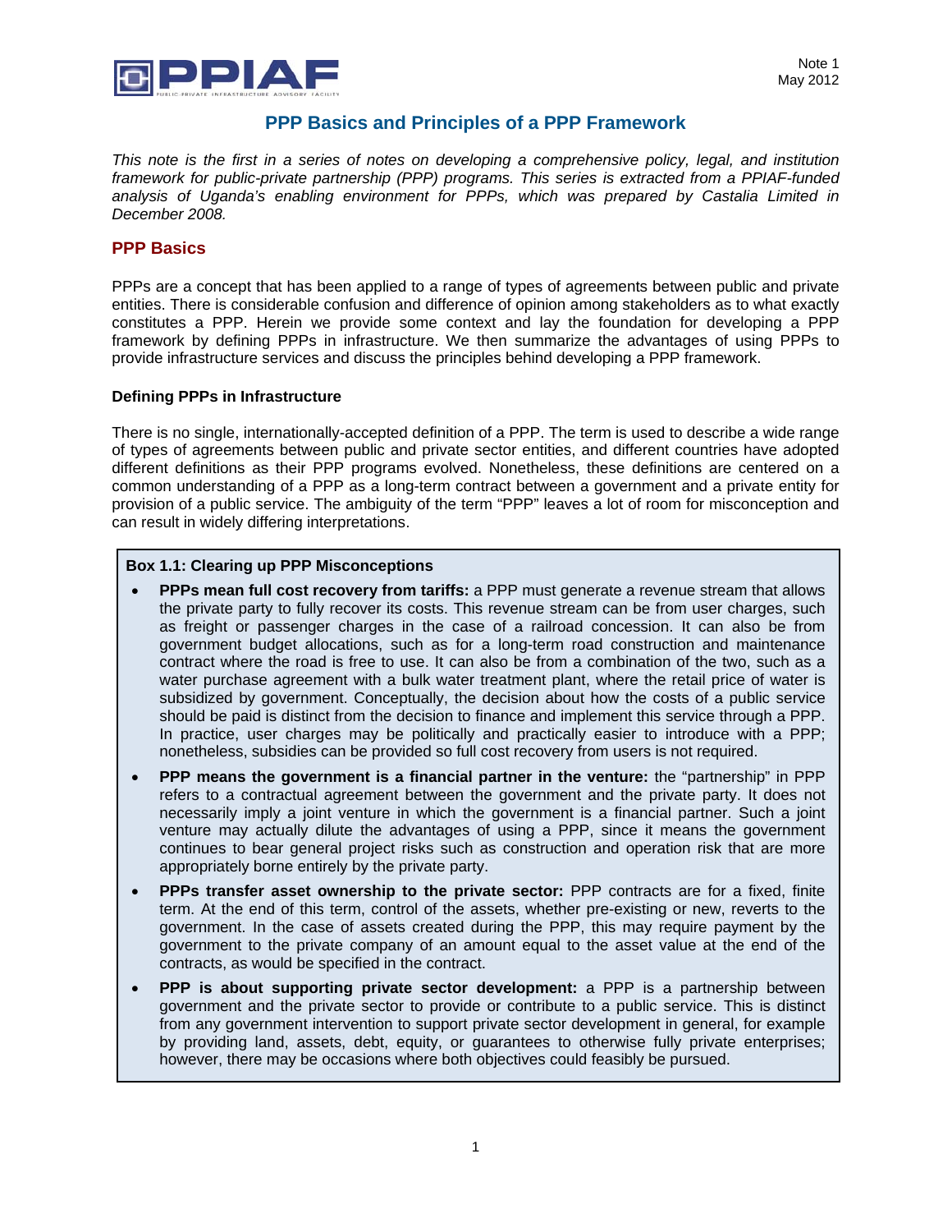# PPP Basics and Principles of a PPP Framework

*This note is the first in a series of notes on developing a comprehensive policy, legal, and institution framework for public-private partnership (PPP) programs. This series is extracted from a PPIAF-funded analysis of Uganda's enabling environment for PPPs, which was prepared by Castalia Limited in December 2008.*

## PPP Basics

PPPs are a concept that has been applied to a range of types of agreements between public and private entities. There is considerable confusion and difference of opinion among stakeholders as to what exactly constitutes a PPP. Herein we provide some context and lay the foundation for developing a PPP framework by defining PPPs in infrastructure. We then summarize the advantages of using PPPs to provide infrastructure services and discuss the principles behind developing a PPP framework.

### Defining PPPs in Infrastructure

There is no single, internationally-accepted definition of a PPP. The term is used to describe a wide range of types of agreements between public and private sector entities, and different countries have adopted different definitions as their PPP programs evolved. Nonetheless, these definitions are centered on a common understanding of a PPP as a long-term contract between a government and a private entity for provision of a public service. The ambiguity of the term "PPP" leaves a lot of room for misconception and can result in widely differing interpretations.

**Box 1.1: Clearing up PPP Misconceptions**

- **PPPs mean full cost recovery from tariffs:** a PPP must generate a revenue stream that allows the private party to fully recover its costs. This revenue stream can be from user charges, such as freight or passenger charges in the case of a railroad concession. It can also be from government budget allocations, such as for a long-term road construction and maintenance contract where the road is free to use. It can also be from a combination of the two, such as a water purchase agreement with a bulk water treatment plant, where the retail price of water is subsidized by government. Conceptually, the decision about how the costs of a public service should be paid is distinct from the decision to finance and implement this service through a PPP. In practice, user charges may be politically and practically easier to introduce with a PPP; nonetheless, subsidies can be provided so full cost recovery from users is not required.
- **PPP means the government is a financial partner in the venture:** the "partnership" in PPP refers to a contractual agreement between the government and the private party. It does not necessarily imply a joint venture in which the government is a financial partner. Such a joint venture may actually dilute the advantages of using a PPP, since it means the government continues to bear general project risks such as construction and operation risk that are more appropriately borne entirely by the private party.
- **PPPs transfer asset ownership to the private sector:** PPP contracts are for a fixed, finite term. At the end of this term, control of the assets, whether pre-existing or new, reverts to the government. In the case of assets created during the PPP, this may require payment by the government to the private company of an amount equal to the asset value at the end of the contracts, as would be specified in the contract.
- **PPP is about supporting private sector development:** a PPP is a partnership between government and the private sector to provide or contribute to a public service. This is distinct from any government intervention to support private sector development in general, for example by providing land, assets, debt, equity, or guarantees to otherwise fully private enterprises; however, there may be occasions where both objectives could feasibly be pursued.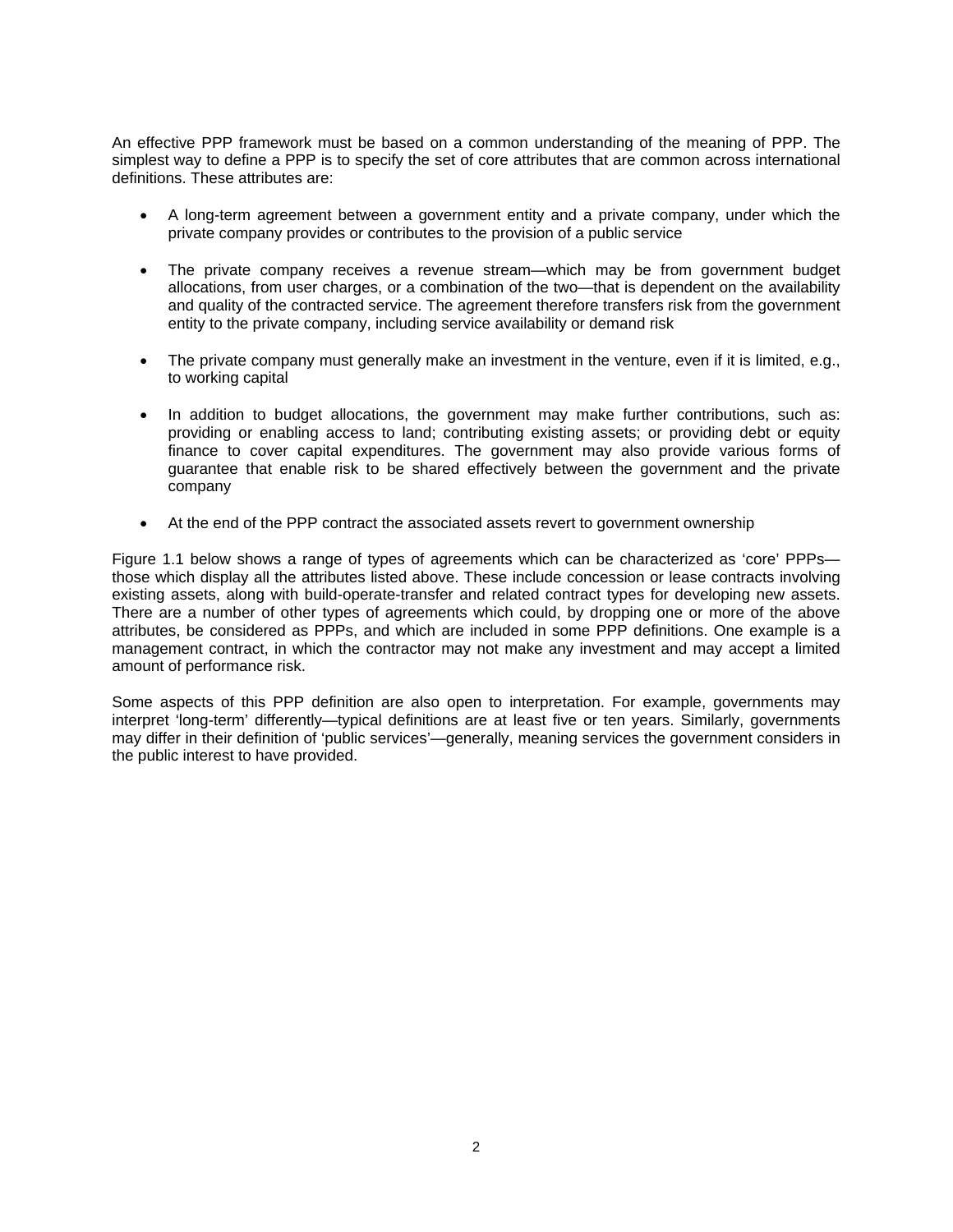An effective PPP framework must be based on a common understanding of the meaning of PPP. The simplest way to define a PPP is to specify the set of core attributes that are common across international definitions. These attributes are:

- A long-term agreement between a government entity and a private company, under which the private company provides or contributes to the provision of a public service
- The private company receives a revenue stream—which may be from government budget allocations, from user charges, or a combination of the two—that is dependent on the availability and quality of the contracted service. The agreement therefore transfers risk from the government entity to the private company, including service availability or demand risk
- The private company must generally make an investment in the venture, even if it is limited, e.g., to working capital
- In addition to budget allocations, the government may make further contributions, such as: providing or enabling access to land; contributing existing assets; or providing debt or equity finance to cover capital expenditures. The government may also provide various forms of guarantee that enable risk to be shared effectively between the government and the private company
- At the end of the PPP contract the associated assets revert to government ownership

Figure 1.1 below shows a range of types of agreements which can be characterized as 'core' PPPs—those which display all the attributes listed above. These include concession or lease contracts involving existing assets, along with build-operate-transfer and related contract types for developing new assets. There are a number of other types of agreements which could, by dropping one or more of the above attributes, be considered as PPPs, and which are included in some PPP definitions. One example is a management contract, in which the contractor may not make any investment and may accept a limited amount of performance risk.

Some aspects of this PPP definition are also open to interpretation. For example, governments may interpret 'long-term' differently—typical definitions are at least five or ten years. Similarly, governments may differ in their definition of 'public services'—generally, meaning services the government considers in the public interest to have provided.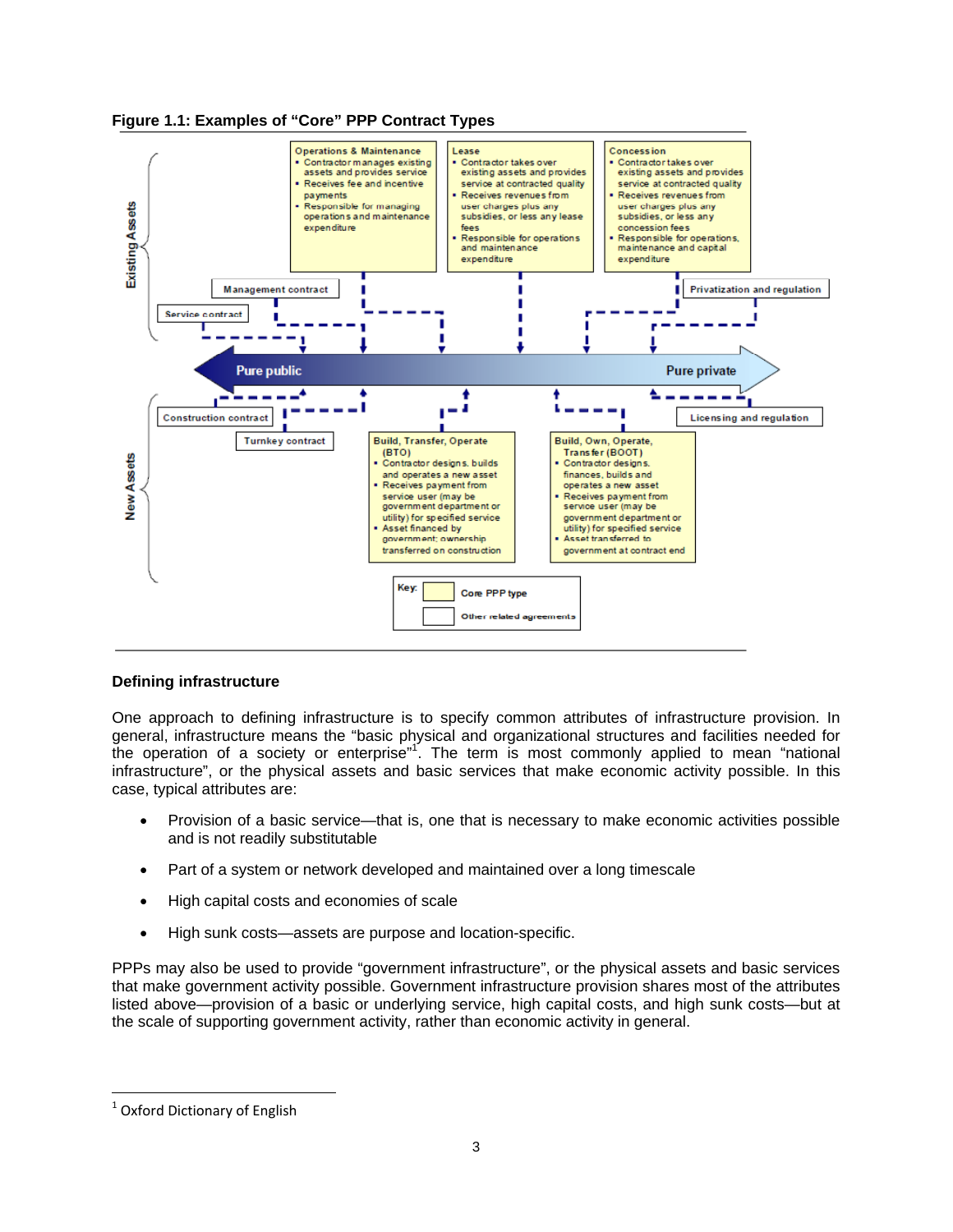**Figure 1.1: Examples of "Core" PPP Contract Types**

Existing Assets

Operations & Maintenance
- Contractor manages existing assets and provides service
- Receives fee and incentive payments
- Responsible for managing operations and maintenance expenditure

Lease
- Contractor takes over existing assets and provides service at contracted quality
- Receives revenues from user charges plus any subsidies, or less any lease fees
- Responsible for operations and maintenance expenditure

Concession
- Contractor takes over existing assets and provides service at contracted quality
- Receives revenues from user charges plus any subsidies, or less any concession fees
- Responsible for operations, maintenance and capital expenditure

Management contract

Service contract

Privatization and regulation

Pure public

Pure private

Construction contract

Turnkey contract

Licensing and regulation

New Assets

Build, Transfer, Operate (BTO)
- Contractor designs, builds and operates a new asset
- Receives payment from service user (may be government department or utility) for specified service
- Asset financed by government; ownership transferred on construction

Build, Own, Operate, Transfer (BOOT)
- Contractor designs, finances, builds and operates a new asset
- Receives payment from service user (may be government department or utility) for specified service
- Asset transferred to government at contract end

Key:
Core PPP type
Other related agreements

## Defining infrastructure

One approach to defining infrastructure is to specify common attributes of infrastructure provision. In general, infrastructure means the "basic physical and organizational structures and facilities needed for the operation of a society or enterprise"[1]. The term is most commonly applied to mean "national infrastructure", or the physical assets and basic services that make economic activity possible. In this case, typical attributes are:

- Provision of a basic service—that is, one that is necessary to make economic activities possible and is not readily substitutable
- Part of a system or network developed and maintained over a long timescale
- High capital costs and economies of scale
- High sunk costs—assets are purpose and location-specific.

PPPs may also be used to provide "government infrastructure", or the physical assets and basic services that make government activity possible. Government infrastructure provision shares most of the attributes listed above—provision of a basic or underlying service, high capital costs, and high sunk costs—but at the scale of supporting government activity, rather than economic activity in general.

[1] Oxford Dictionary of English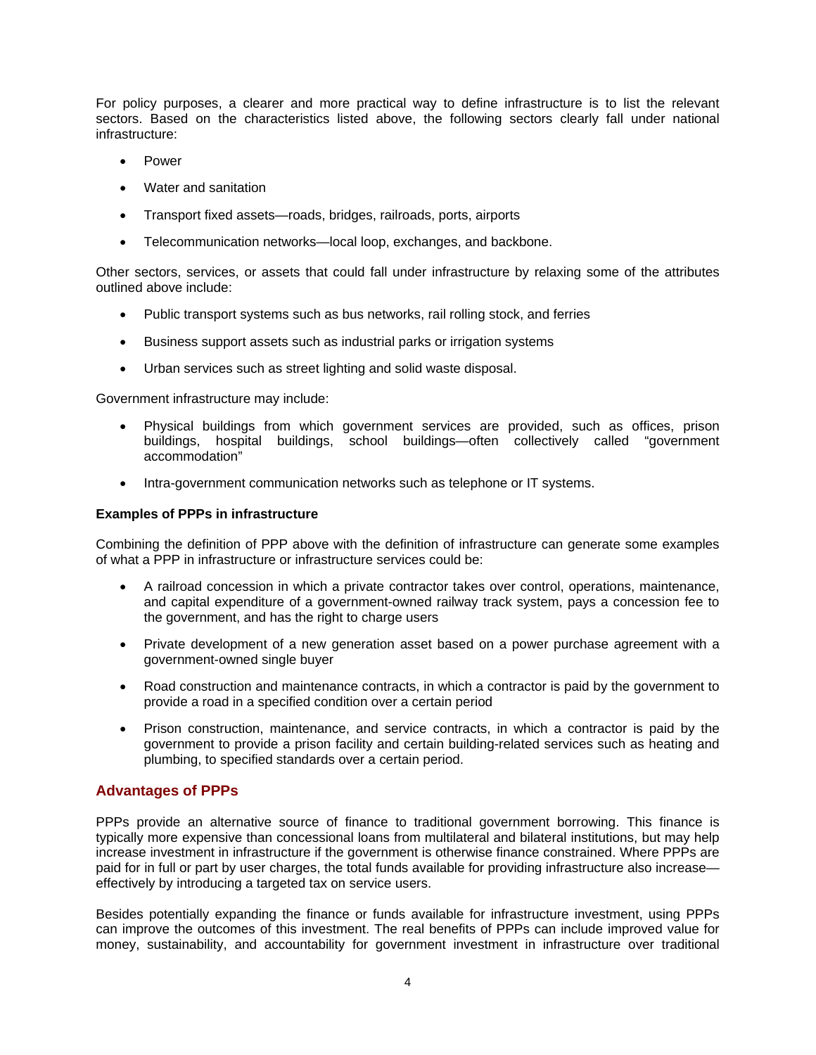For policy purposes, a clearer and more practical way to define infrastructure is to list the relevant sectors. Based on the characteristics listed above, the following sectors clearly fall under national infrastructure:

- Power
- Water and sanitation
- Transport fixed assets—roads, bridges, railroads, ports, airports
- Telecommunication networks—local loop, exchanges, and backbone.

Other sectors, services, or assets that could fall under infrastructure by relaxing some of the attributes outlined above include:

- Public transport systems such as bus networks, rail rolling stock, and ferries
- Business support assets such as industrial parks or irrigation systems
- Urban services such as street lighting and solid waste disposal.

Government infrastructure may include:

- Physical buildings from which government services are provided, such as offices, prison buildings, hospital buildings, school buildings—often collectively called "government accommodation"
- Intra-government communication networks such as telephone or IT systems.

**Examples of PPPs in infrastructure**

Combining the definition of PPP above with the definition of infrastructure can generate some examples of what a PPP in infrastructure or infrastructure services could be:

- A railroad concession in which a private contractor takes over control, operations, maintenance, and capital expenditure of a government-owned railway track system, pays a concession fee to the government, and has the right to charge users
- Private development of a new generation asset based on a power purchase agreement with a government-owned single buyer
- Road construction and maintenance contracts, in which a contractor is paid by the government to provide a road in a specified condition over a certain period
- Prison construction, maintenance, and service contracts, in which a contractor is paid by the government to provide a prison facility and certain building-related services such as heating and plumbing, to specified standards over a certain period.

## Advantages of PPPs

PPPs provide an alternative source of finance to traditional government borrowing. This finance is typically more expensive than concessional loans from multilateral and bilateral institutions, but may help increase investment in infrastructure if the government is otherwise finance constrained. Where PPPs are paid for in full or part by user charges, the total funds available for providing infrastructure also increase—effectively by introducing a targeted tax on service users.

Besides potentially expanding the finance or funds available for infrastructure investment, using PPPs can improve the outcomes of this investment. The real benefits of PPPs can include improved value for money, sustainability, and accountability for government investment in infrastructure over traditional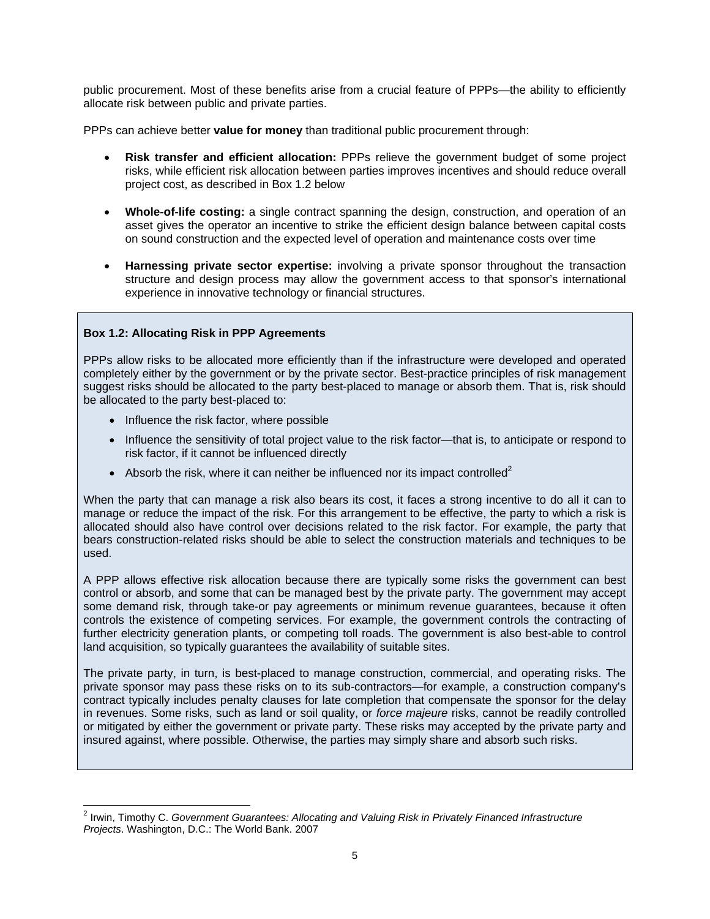public procurement. Most of these benefits arise from a crucial feature of PPPs—the ability to efficiently allocate risk between public and private parties.

PPPs can achieve better **value for money** than traditional public procurement through:

- **Risk transfer and efficient allocation:** PPPs relieve the government budget of some project risks, while efficient risk allocation between parties improves incentives and should reduce overall project cost, as described in Box 1.2 below
- **Whole-of-life costing:** a single contract spanning the design, construction, and operation of an asset gives the operator an incentive to strike the efficient design balance between capital costs on sound construction and the expected level of operation and maintenance costs over time
- **Harnessing private sector expertise:** involving a private sponsor throughout the transaction structure and design process may allow the government access to that sponsor's international experience in innovative technology or financial structures.

**Box 1.2: Allocating Risk in PPP Agreements**

PPPs allow risks to be allocated more efficiently than if the infrastructure were developed and operated completely either by the government or by the private sector. Best-practice principles of risk management suggest risks should be allocated to the party best-placed to manage or absorb them. That is, risk should be allocated to the party best-placed to:

- Influence the risk factor, where possible
- Influence the sensitivity of total project value to the risk factor—that is, to anticipate or respond to risk factor, if it cannot be influenced directly
- Absorb the risk, where it can neither be influenced nor its impact controlled[2]

When the party that can manage a risk also bears its cost, it faces a strong incentive to do all it can to manage or reduce the impact of the risk. For this arrangement to be effective, the party to which a risk is allocated should also have control over decisions related to the risk factor. For example, the party that bears construction-related risks should be able to select the construction materials and techniques to be used.

A PPP allows effective risk allocation because there are typically some risks the government can best control or absorb, and some that can be managed best by the private party. The government may accept some demand risk, through take-or pay agreements or minimum revenue guarantees, because it often controls the existence of competing services. For example, the government controls the contracting of further electricity generation plants, or competing toll roads. The government is also best-able to control land acquisition, so typically guarantees the availability of suitable sites.

The private party, in turn, is best-placed to manage construction, commercial, and operating risks. The private sponsor may pass these risks on to its sub-contractors—for example, a construction company's contract typically includes penalty clauses for late completion that compensate the sponsor for the delay in revenues. Some risks, such as land or soil quality, or *force majeure* risks, cannot be readily controlled or mitigated by either the government or private party. These risks may accepted by the private party and insured against, where possible. Otherwise, the parties may simply share and absorb such risks.

---

[2] Irwin, Timothy C. *Government Guarantees: Allocating and Valuing Risk in Privately Financed Infrastructure Projects*. Washington, D.C.: The World Bank. 2007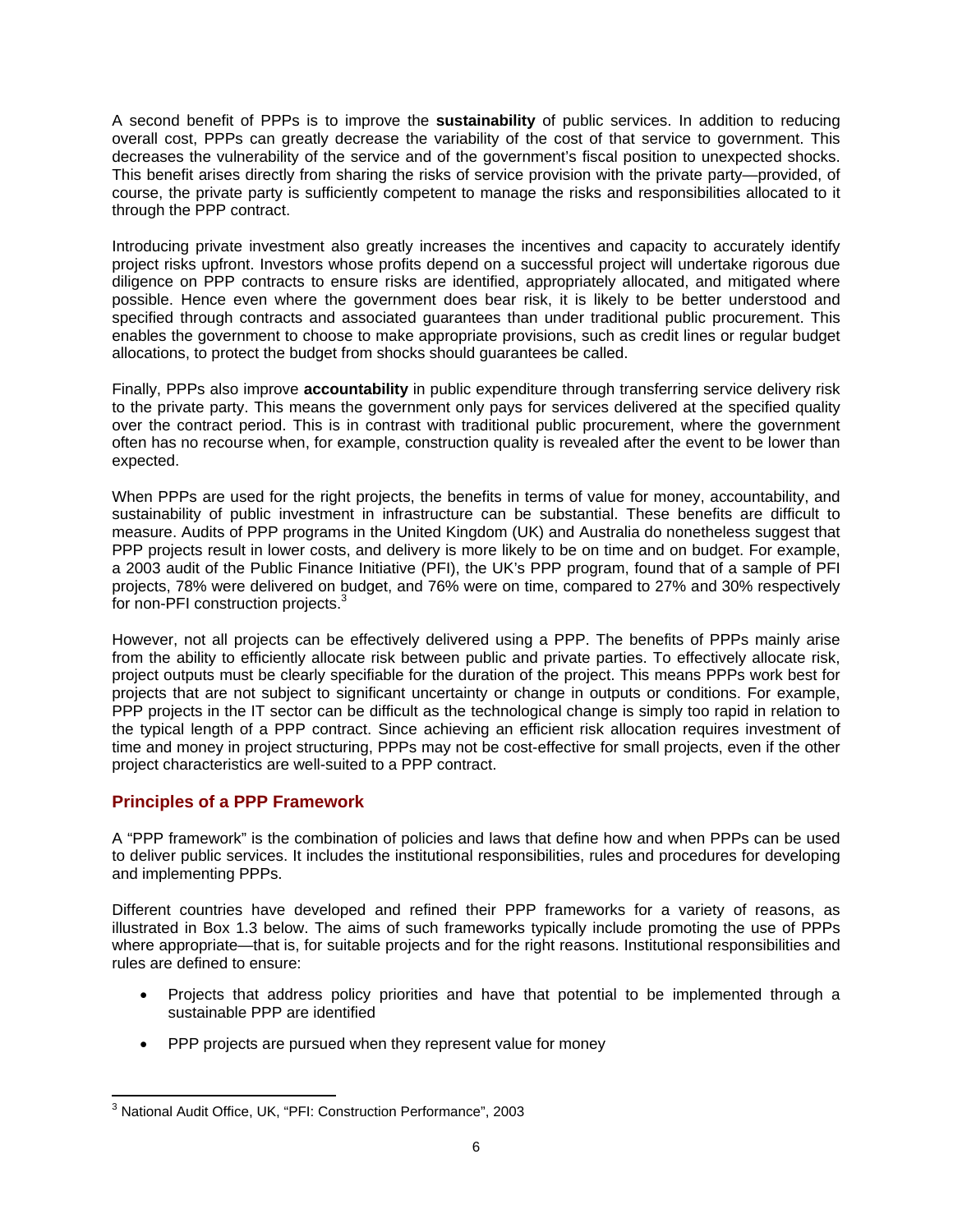A second benefit of PPPs is to improve the **sustainability** of public services. In addition to reducing overall cost, PPPs can greatly decrease the variability of the cost of that service to government. This decreases the vulnerability of the service and of the government's fiscal position to unexpected shocks. This benefit arises directly from sharing the risks of service provision with the private party—provided, of course, the private party is sufficiently competent to manage the risks and responsibilities allocated to it through the PPP contract.

Introducing private investment also greatly increases the incentives and capacity to accurately identify project risks upfront. Investors whose profits depend on a successful project will undertake rigorous due diligence on PPP contracts to ensure risks are identified, appropriately allocated, and mitigated where possible. Hence even where the government does bear risk, it is likely to be better understood and specified through contracts and associated guarantees than under traditional public procurement. This enables the government to choose to make appropriate provisions, such as credit lines or regular budget allocations, to protect the budget from shocks should guarantees be called.

Finally, PPPs also improve **accountability** in public expenditure through transferring service delivery risk to the private party. This means the government only pays for services delivered at the specified quality over the contract period. This is in contrast with traditional public procurement, where the government often has no recourse when, for example, construction quality is revealed after the event to be lower than expected.

When PPPs are used for the right projects, the benefits in terms of value for money, accountability, and sustainability of public investment in infrastructure can be substantial. These benefits are difficult to measure. Audits of PPP programs in the United Kingdom (UK) and Australia do nonetheless suggest that PPP projects result in lower costs, and delivery is more likely to be on time and on budget. For example, a 2003 audit of the Public Finance Initiative (PFI), the UK's PPP program, found that of a sample of PFI projects, 78% were delivered on budget, and 76% were on time, compared to 27% and 30% respectively for non-PFI construction projects.[3]

However, not all projects can be effectively delivered using a PPP. The benefits of PPPs mainly arise from the ability to efficiently allocate risk between public and private parties. To effectively allocate risk, project outputs must be clearly specifiable for the duration of the project. This means PPPs work best for projects that are not subject to significant uncertainty or change in outputs or conditions. For example, PPP projects in the IT sector can be difficult as the technological change is simply too rapid in relation to the typical length of a PPP contract. Since achieving an efficient risk allocation requires investment of time and money in project structuring, PPPs may not be cost-effective for small projects, even if the other project characteristics are well-suited to a PPP contract.

## Principles of a PPP Framework

A "PPP framework" is the combination of policies and laws that define how and when PPPs can be used to deliver public services. It includes the institutional responsibilities, rules and procedures for developing and implementing PPPs.

Different countries have developed and refined their PPP frameworks for a variety of reasons, as illustrated in Box 1.3 below. The aims of such frameworks typically include promoting the use of PPPs where appropriate—that is, for suitable projects and for the right reasons. Institutional responsibilities and rules are defined to ensure:

- Projects that address policy priorities and have that potential to be implemented through a sustainable PPP are identified
- PPP projects are pursued when they represent value for money

[3] National Audit Office, UK, "PFI: Construction Performance", 2003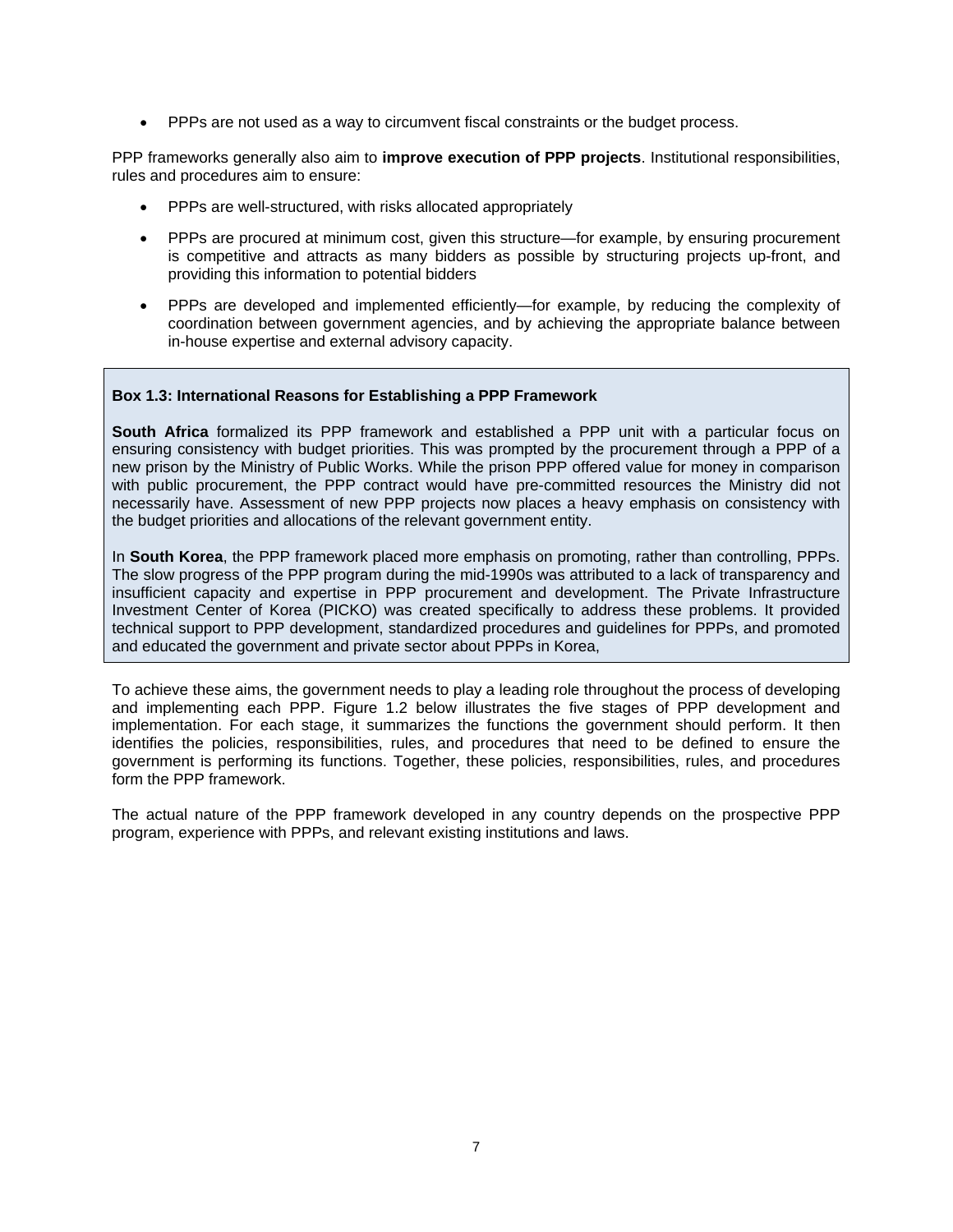- PPPs are not used as a way to circumvent fiscal constraints or the budget process.

PPP frameworks generally also aim to **improve execution of PPP projects**. Institutional responsibilities, rules and procedures aim to ensure:

- PPPs are well-structured, with risks allocated appropriately
- PPPs are procured at minimum cost, given this structure—for example, by ensuring procurement is competitive and attracts as many bidders as possible by structuring projects up-front, and providing this information to potential bidders
- PPPs are developed and implemented efficiently—for example, by reducing the complexity of coordination between government agencies, and by achieving the appropriate balance between in-house expertise and external advisory capacity.

> **Box 1.3: International Reasons for Establishing a PPP Framework**
>
> **South Africa** formalized its PPP framework and established a PPP unit with a particular focus on ensuring consistency with budget priorities. This was prompted by the procurement through a PPP of a new prison by the Ministry of Public Works. While the prison PPP offered value for money in comparison with public procurement, the PPP contract would have pre-committed resources the Ministry did not necessarily have. Assessment of new PPP projects now places a heavy emphasis on consistency with the budget priorities and allocations of the relevant government entity.
>
> In **South Korea**, the PPP framework placed more emphasis on promoting, rather than controlling, PPPs. The slow progress of the PPP program during the mid-1990s was attributed to a lack of transparency and insufficient capacity and expertise in PPP procurement and development. The Private Infrastructure Investment Center of Korea (PICKO) was created specifically to address these problems. It provided technical support to PPP development, standardized procedures and guidelines for PPPs, and promoted and educated the government and private sector about PPPs in Korea,

To achieve these aims, the government needs to play a leading role throughout the process of developing and implementing each PPP. Figure 1.2 below illustrates the five stages of PPP development and implementation. For each stage, it summarizes the functions the government should perform. It then identifies the policies, responsibilities, rules, and procedures that need to be defined to ensure the government is performing its functions. Together, these policies, responsibilities, rules, and procedures form the PPP framework.

The actual nature of the PPP framework developed in any country depends on the prospective PPP program, experience with PPPs, and relevant existing institutions and laws.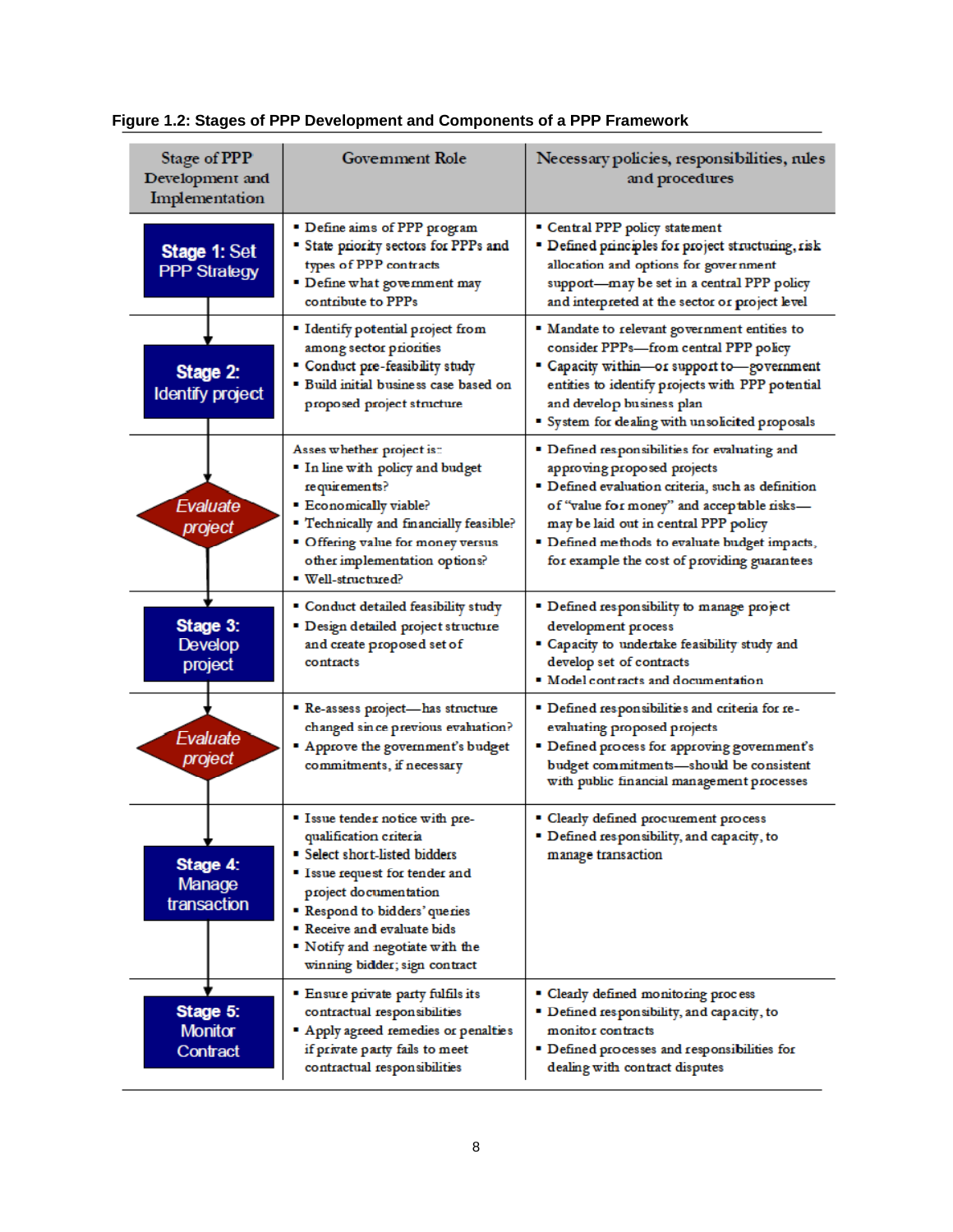**Figure 1.2: Stages of PPP Development and Components of a PPP Framework**

| Stage of PPP Development and Implementation | Government Role | Necessary policies, responsibilities, rules and procedures |
|---|---|---|
| **Stage 1:** Set PPP Strategy | ▪ Define aims of PPP program<br>▪ State priority sectors for PPPs and types of PPP contracts<br>▪ Define what government may contribute to PPPs | ▪ Central PPP policy statement<br>▪ Defined principles for project structuring, risk allocation and options for government support—may be set in a central PPP policy and interpreted at the sector or project level |
| **Stage 2:** Identify project | ▪ Identify potential project from among sector priorities<br>▪ Conduct pre-feasibility study<br>▪ Build initial business case based on proposed project structure | ▪ Mandate to relevant government entities to consider PPPs—from central PPP policy<br>▪ Capacity within—or support to—government entities to identify projects with PPP potential and develop business plan<br>▪ System for dealing with unsolicited proposals |
| *Evaluate project* | Asses whether project is:<br>▪ In line with policy and budget requirements?<br>▪ Economically viable?<br>▪ Technically and financially feasible?<br>▪ Offering value for money versus other implementation options?<br>▪ Well-structured? | ▪ Defined responsibilities for evaluating and approving proposed projects<br>▪ Defined evaluation criteria, such as definition of "value for money" and acceptable risks—may be laid out in central PPP policy<br>▪ Defined methods to evaluate budget impacts, for example the cost of providing guarantees |
| **Stage 3:** Develop project | ▪ Conduct detailed feasibility study<br>▪ Design detailed project structure and create proposed set of contracts | ▪ Defined responsibility to manage project development process<br>▪ Capacity to undertake feasibility study and develop set of contracts<br>▪ Model contracts and documentation |
| *Evaluate project* | ▪ Re-assess project—has structure changed since previous evaluation?<br>▪ Approve the government's budget commitments, if necessary | ▪ Defined responsibilities and criteria for re-evaluating proposed projects<br>▪ Defined process for approving government's budget commitments—should be consistent with public financial management processes |
| **Stage 4:** Manage transaction | ▪ Issue tender notice with pre-qualification criteria<br>▪ Select short-listed bidders<br>▪ Issue request for tender and project documentation<br>▪ Respond to bidders' queries<br>▪ Receive and evaluate bids<br>▪ Notify and negotiate with the winning bidder; sign contract | ▪ Clearly defined procurement process<br>▪ Defined responsibility, and capacity, to manage transaction |
| **Stage 5:** Monitor Contract | ▪ Ensure private party fulfils its contractual responsibilities<br>▪ Apply agreed remedies or penalties if private party fails to meet contractual responsibilities | ▪ Clearly defined monitoring process<br>▪ Defined responsibility, and capacity, to monitor contracts<br>▪ Defined processes and responsibilities for dealing with contract disputes |